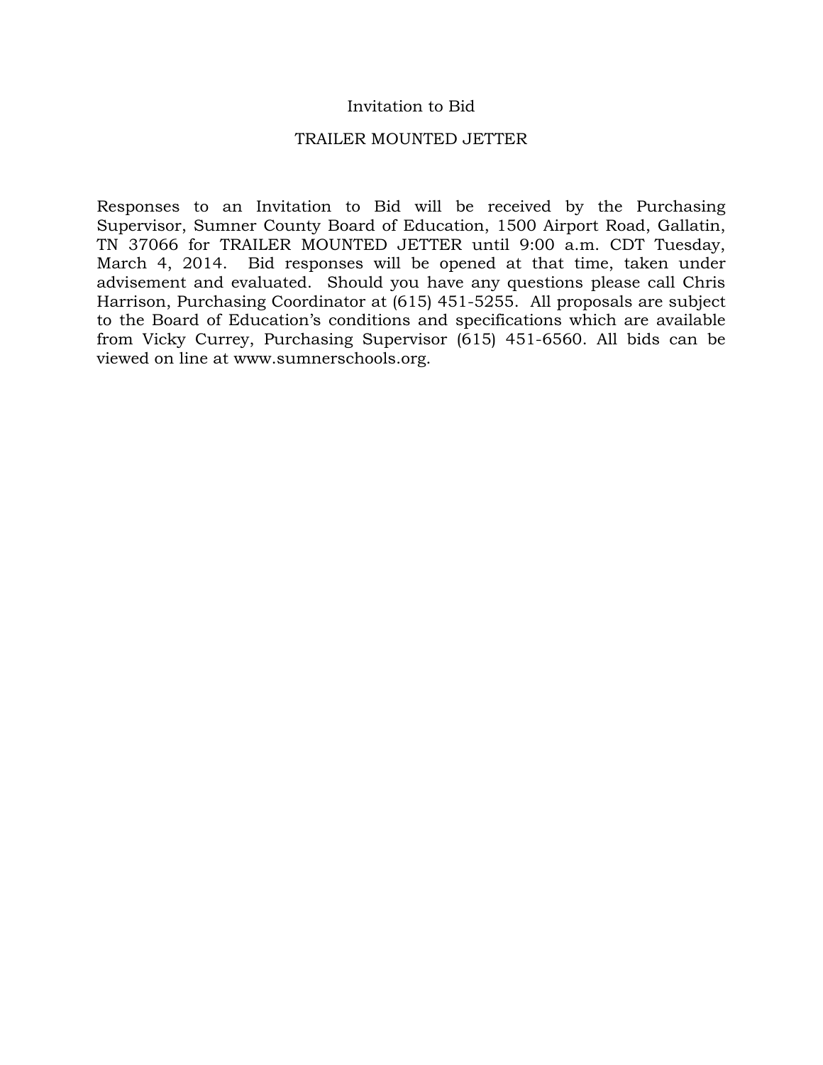# Invitation to Bid

## TRAILER MOUNTED JETTER

Responses to an Invitation to Bid will be received by the Purchasing Supervisor, Sumner County Board of Education, 1500 Airport Road, Gallatin, TN 37066 for TRAILER MOUNTED JETTER until 9:00 a.m. CDT Tuesday, March 4, 2014. Bid responses will be opened at that time, taken under advisement and evaluated. Should you have any questions please call Chris Harrison, Purchasing Coordinator at (615) 451-5255. All proposals are subject to the Board of Education's conditions and specifications which are available from Vicky Currey, Purchasing Supervisor (615) 451-6560. All bids can be viewed on line at www.sumnerschools.org.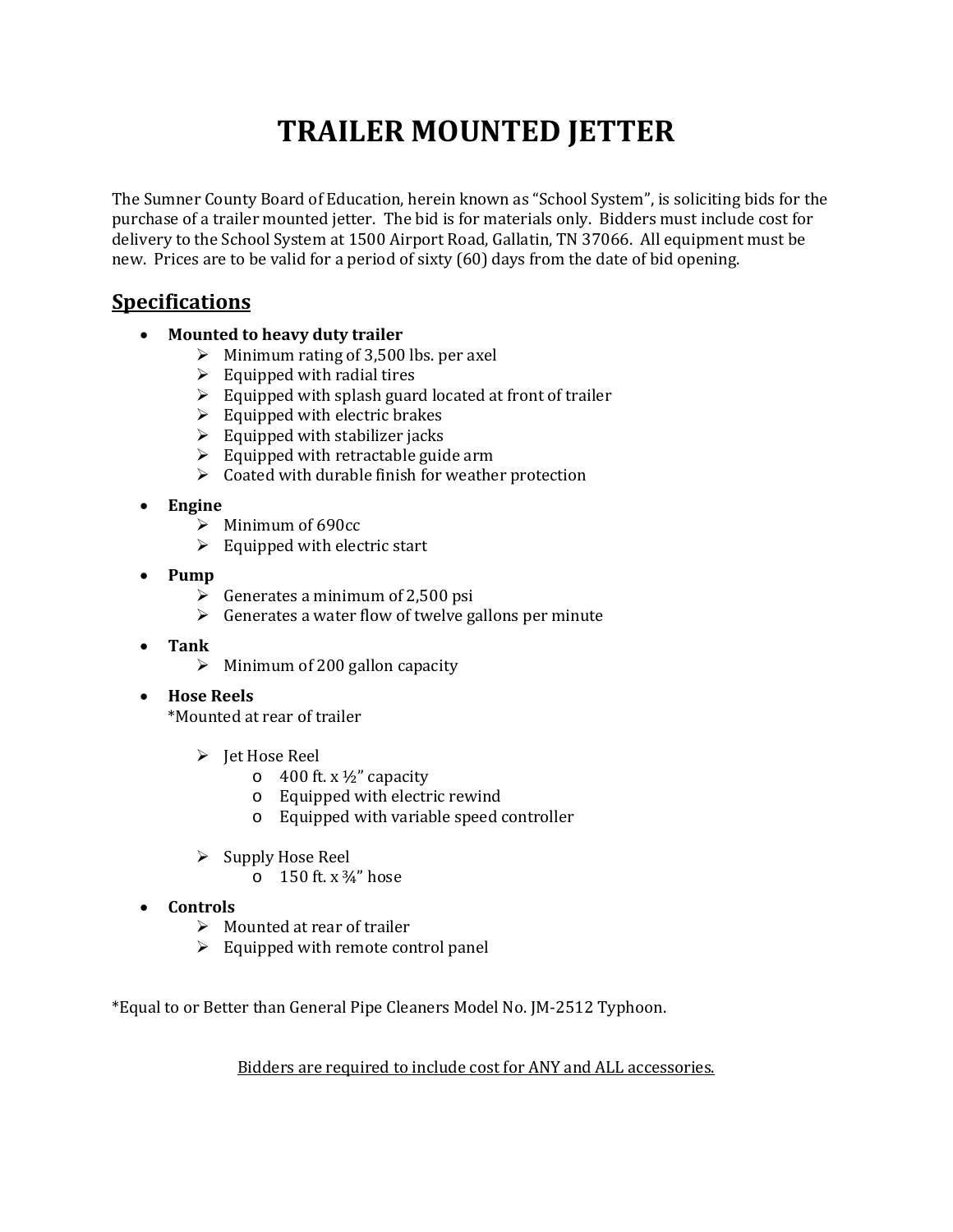# TRAILER MOUNTED JETTER

The Sumner County Board of Education, herein known as "School System", is soliciting bids for the purchase of a trailer mounted jetter. The bid is for materials only. Bidders must include cost for delivery to the School System at 1500 Airport Road, Gallatin, TN 37066. All equipment must be new. Prices are to be valid for a period of sixty (60) days from the date of bid opening.

## Specifications

- **Mounted to heavy duty trailer**
  - Minimum rating of 3,500 lbs. per axel
  - Equipped with radial tires
  - Equipped with splash guard located at front of trailer
  - Equipped with electric brakes
  - Equipped with stabilizer jacks
  - Equipped with retractable guide arm
  - Coated with durable finish for weather protection
- **Engine**
  - Minimum of 690cc
  - Equipped with electric start
- **Pump**
  - Generates a minimum of 2,500 psi
  - Generates a water flow of twelve gallons per minute
- **Tank**
  - Minimum of 200 gallon capacity
- **Hose Reels**
  *Mounted at rear of trailer
  - Jet Hose Reel
    - 400 ft. x ½" capacity
    - Equipped with electric rewind
    - Equipped with variable speed controller
  - Supply Hose Reel
    - 150 ft. x ¾" hose
- **Controls**
  - Mounted at rear of trailer
  - Equipped with remote control panel

*Equal to or Better than General Pipe Cleaners Model No. JM-2512 Typhoon.

<u>Bidders are required to include cost for ANY and ALL accessories.</u>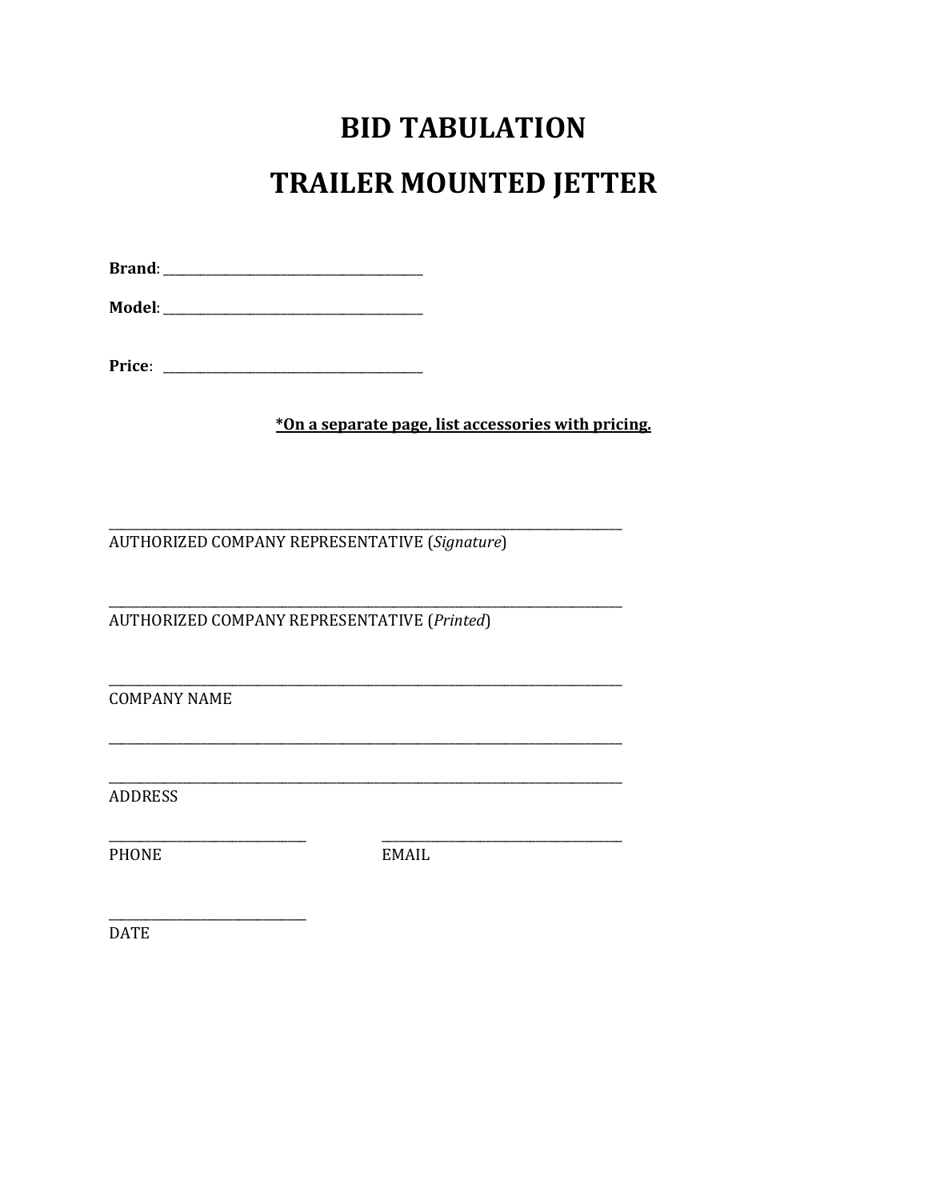# BID TABULATION

# TRAILER MOUNTED JETTER

**Brand**: ________________________________________

**Model**: ________________________________________

**Price**: ________________________________________

**\*On a separate page, list accessories with pricing.**

________________________________________________________________________________
AUTHORIZED COMPANY REPRESENTATIVE (*Signature*)

________________________________________________________________________________
AUTHORIZED COMPANY REPRESENTATIVE (*Printed*)

________________________________________________________________________________
COMPANY NAME

________________________________________________________________________________

________________________________________________________________________________
ADDRESS

______________________________ ______________________________________
PHONE EMAIL

______________________________
DATE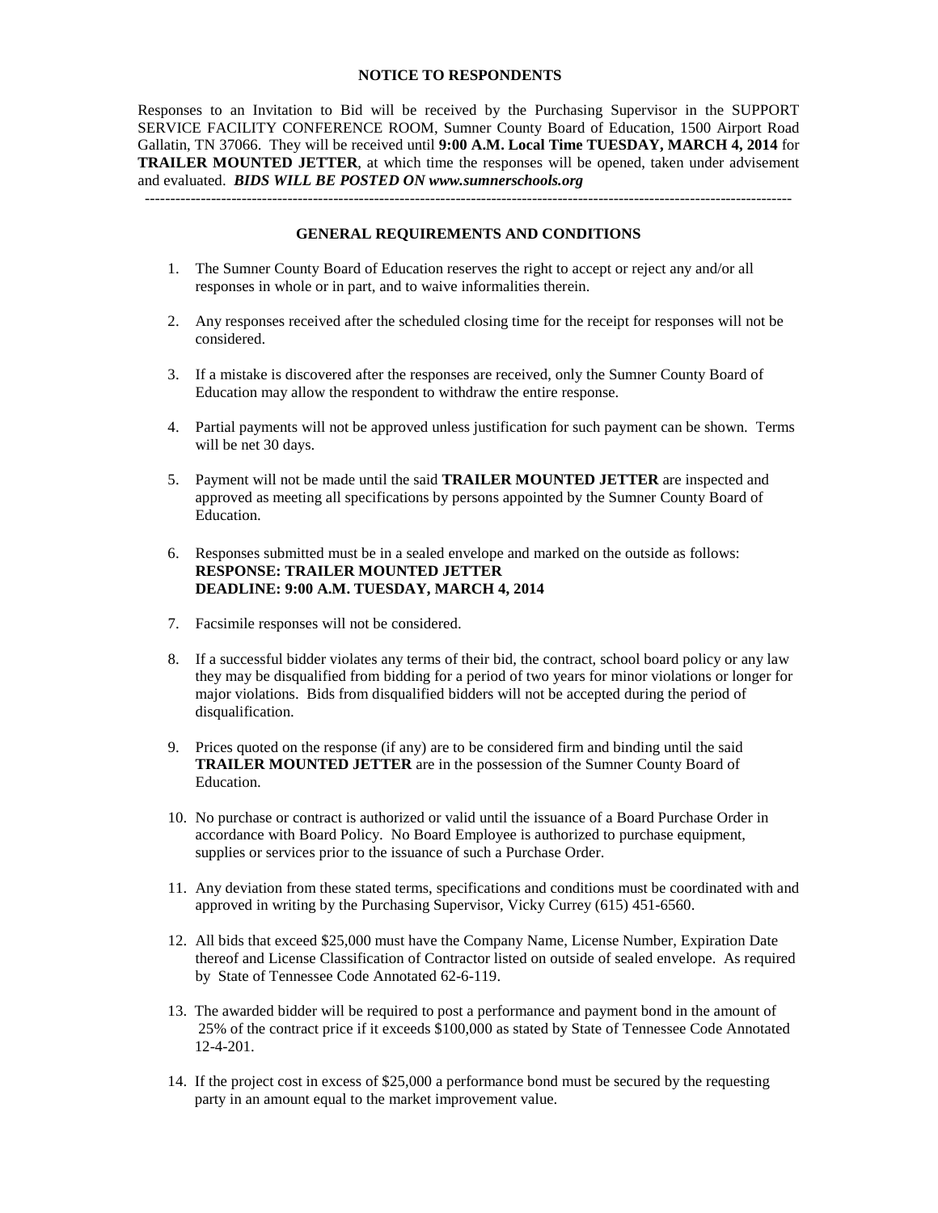**NOTICE TO RESPONDENTS**

Responses to an Invitation to Bid will be received by the Purchasing Supervisor in the SUPPORT SERVICE FACILITY CONFERENCE ROOM, Sumner County Board of Education, 1500 Airport Road Gallatin, TN 37066. They will be received until **9:00 A.M. Local Time TUESDAY, MARCH 4, 2014** for **TRAILER MOUNTED JETTER**, at which time the responses will be opened, taken under advisement and evaluated. ***BIDS WILL BE POSTED ON www.sumnerschools.org***

---

**GENERAL REQUIREMENTS AND CONDITIONS**

1. The Sumner County Board of Education reserves the right to accept or reject any and/or all responses in whole or in part, and to waive informalities therein.

2. Any responses received after the scheduled closing time for the receipt for responses will not be considered.

3. If a mistake is discovered after the responses are received, only the Sumner County Board of Education may allow the respondent to withdraw the entire response.

4. Partial payments will not be approved unless justification for such payment can be shown. Terms will be net 30 days.

5. Payment will not be made until the said **TRAILER MOUNTED JETTER** are inspected and approved as meeting all specifications by persons appointed by the Sumner County Board of Education.

6. Responses submitted must be in a sealed envelope and marked on the outside as follows:
   **RESPONSE: TRAILER MOUNTED JETTER**
   **DEADLINE: 9:00 A.M. TUESDAY, MARCH 4, 2014**

7. Facsimile responses will not be considered.

8. If a successful bidder violates any terms of their bid, the contract, school board policy or any law they may be disqualified from bidding for a period of two years for minor violations or longer for major violations. Bids from disqualified bidders will not be accepted during the period of disqualification.

9. Prices quoted on the response (if any) are to be considered firm and binding until the said **TRAILER MOUNTED JETTER** are in the possession of the Sumner County Board of Education.

10. No purchase or contract is authorized or valid until the issuance of a Board Purchase Order in accordance with Board Policy. No Board Employee is authorized to purchase equipment, supplies or services prior to the issuance of such a Purchase Order.

11. Any deviation from these stated terms, specifications and conditions must be coordinated with and approved in writing by the Purchasing Supervisor, Vicky Currey (615) 451-6560.

12. All bids that exceed $25,000 must have the Company Name, License Number, Expiration Date thereof and License Classification of Contractor listed on outside of sealed envelope. As required by State of Tennessee Code Annotated 62-6-119.

13. The awarded bidder will be required to post a performance and payment bond in the amount of 25% of the contract price if it exceeds $100,000 as stated by State of Tennessee Code Annotated 12-4-201.

14. If the project cost in excess of $25,000 a performance bond must be secured by the requesting party in an amount equal to the market improvement value.